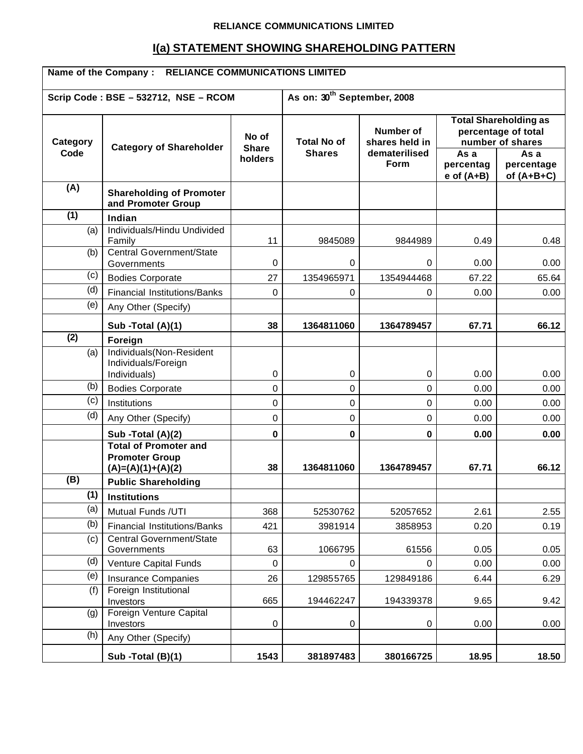**RELIANCE COMMUNICATIONS LIMITED**

## I(a) STATEMENT SHOWING SHAREHOLDING PATTERN

| **Name of the Company : RELIANCE COMMUNICATIONS LIMITED** | | | | | | |
|---|---|---|---|---|---|---|
| **Scrip Code : BSE – 532712, NSE – RCOM** | | | **As on: 30th September, 2008** | | | |
| **Category Code** | **Category of Shareholder** | **No of Share holders** | **Total No of Shares** | **Number of shares held in dematerilised Form** | **Total Shareholding as percentage of total number of shares** | |
| | | | | | **As a percentage of (A+B)** | **As a percentage of (A+B+C)** |
| **(A)** | **Shareholding of Promoter and Promoter Group** | | | | | |
| **(1)** | **Indian** | | | | | |
| (a) | Individuals/Hindu Undivided Family | 11 | 9845089 | 9844989 | 0.49 | 0.48 |
| (b) | Central Government/State Governments | 0 | 0 | 0 | 0.00 | 0.00 |
| (c) | Bodies Corporate | 27 | 1354965971 | 1354944468 | 67.22 | 65.64 |
| (d) | Financial Institutions/Banks | 0 | 0 | 0 | 0.00 | 0.00 |
| (e) | Any Other (Specify) | | | | | |
| | **Sub -Total (A)(1)** | **38** | **1364811060** | **1364789457** | **67.71** | **66.12** |
| **(2)** | **Foreign** | | | | | |
| (a) | Individuals(Non-Resident Individuals/Foreign Individuals) | 0 | 0 | 0 | 0.00 | 0.00 |
| (b) | Bodies Corporate | 0 | 0 | 0 | 0.00 | 0.00 |
| (c) | Institutions | 0 | 0 | 0 | 0.00 | 0.00 |
| (d) | Any Other (Specify) | 0 | 0 | 0 | 0.00 | 0.00 |
| | **Sub -Total (A)(2)** | **0** | **0** | **0** | **0.00** | **0.00** |
| | **Total of Promoter and Promoter Group (A)=(A)(1)+(A)(2)** | **38** | **1364811060** | **1364789457** | **67.71** | **66.12** |
| **(B)** | **Public Shareholding** | | | | | |
| **(1)** | **Institutions** | | | | | |
| (a) | Mutual Funds /UTI | 368 | 52530762 | 52057652 | 2.61 | 2.55 |
| (b) | Financial Institutions/Banks | 421 | 3981914 | 3858953 | 0.20 | 0.19 |
| (c) | Central Government/State Governments | 63 | 1066795 | 61556 | 0.05 | 0.05 |
| (d) | Venture Capital Funds | 0 | 0 | 0 | 0.00 | 0.00 |
| (e) | Insurance Companies | 26 | 129855765 | 129849186 | 6.44 | 6.29 |
| (f) | Foreign Institutional Investors | 665 | 194462247 | 194339378 | 9.65 | 9.42 |
| (g) | Foreign Venture Capital Investors | 0 | 0 | 0 | 0.00 | 0.00 |
| (h) | Any Other (Specify) | | | | | |
| | **Sub -Total (B)(1)** | **1543** | **381897483** | **380166725** | **18.95** | **18.50** |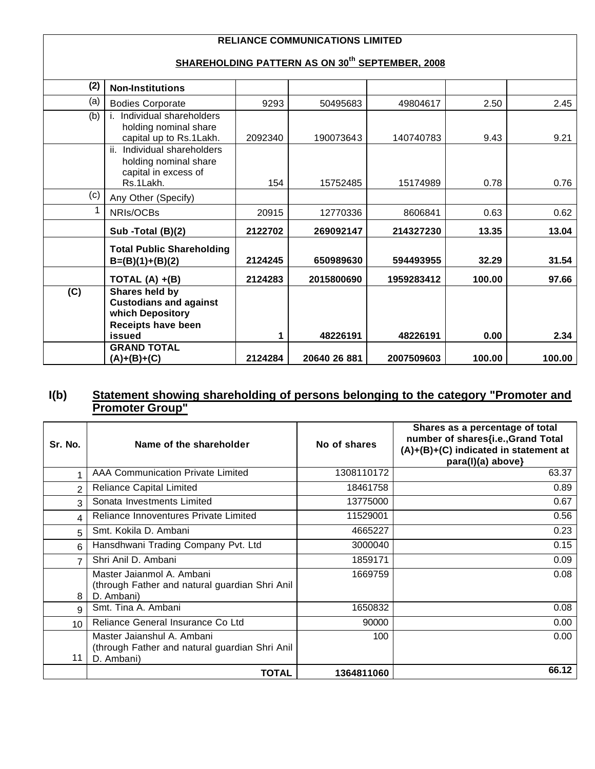**RELIANCE COMMUNICATIONS LIMITED**

**SHAREHOLDING PATTERN AS ON 30th SEPTEMBER, 2008**

| | | | | | | |
|---|---|---|---|---|---|---|
| **(2)** | **Non-Institutions** | | | | | |
| (a) | Bodies Corporate | 9293 | 50495683 | 49804617 | 2.50 | 2.45 |
| (b) | i. Individual shareholders holding nominal share capital up to Rs.1Lakh. | 2092340 | 190073643 | 140740783 | 9.43 | 9.21 |
| | ii. Individual shareholders holding nominal share capital in excess of Rs.1Lakh. | 154 | 15752485 | 15174989 | 0.78 | 0.76 |
| (c) | Any Other (Specify) | | | | | |
| 1 | NRIs/OCBs | 20915 | 12770336 | 8606841 | 0.63 | 0.62 |
| | **Sub -Total (B)(2)** | **2122702** | **269092147** | **214327230** | **13.35** | **13.04** |
| | **Total Public Shareholding B=(B)(1)+(B)(2)** | **2124245** | **650989630** | **594493955** | **32.29** | **31.54** |
| | **TOTAL (A) +(B)** | **2124283** | **2015800690** | **1959283412** | **100.00** | **97.66** |
| **(C)** | **Shares held by Custodians and against which Depository Receipts have been issued** | **1** | **48226191** | **48226191** | **0.00** | **2.34** |
| | **GRAND TOTAL (A)+(B)+(C)** | **2124284** | **20640 26 881** | **2007509603** | **100.00** | **100.00** |

## I(b) Statement showing shareholding of persons belonging to the category "Promoter and Promoter Group"

| Sr. No. | Name of the shareholder | No of shares | Shares as a percentage of total number of shares{i.e.,Grand Total (A)+(B)+(C) indicated in statement at para(I)(a) above} |
|---|---|---|---|
| 1 | AAA Communication Private Limited | 1308110172 | 63.37 |
| 2 | Reliance Capital Limited | 18461758 | 0.89 |
| 3 | Sonata Investments Limited | 13775000 | 0.67 |
| 4 | Reliance Innoventures Private Limited | 11529001 | 0.56 |
| 5 | Smt. Kokila D. Ambani | 4665227 | 0.23 |
| 6 | Hansdhwani Trading Company Pvt. Ltd | 3000040 | 0.15 |
| 7 | Shri Anil D. Ambani | 1859171 | 0.09 |
| 8 | Master Jaianmol A. Ambani (through Father and natural guardian Shri Anil D. Ambani) | 1669759 | 0.08 |
| 9 | Smt. Tina A. Ambani | 1650832 | 0.08 |
| 10 | Reliance General Insurance Co Ltd | 90000 | 0.00 |
| 11 | Master Jaianshul A. Ambani (through Father and natural guardian Shri Anil D. Ambani) | 100 | 0.00 |
| | **TOTAL** | **1364811060** | **66.12** |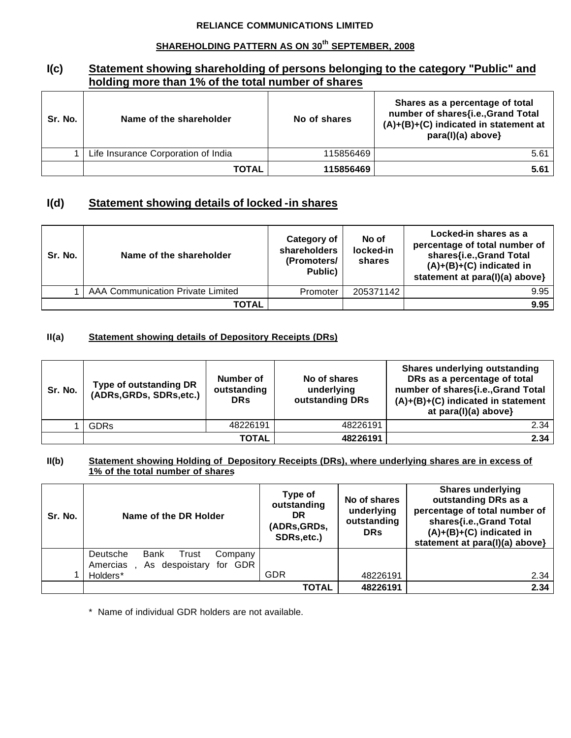**RELIANCE COMMUNICATIONS LIMITED**

**SHAREHOLDING PATTERN AS ON 30th SEPTEMBER, 2008**

## I(c) Statement showing shareholding of persons belonging to the category "Public" and holding more than 1% of the total number of shares

| Sr. No. | Name of the shareholder | No of shares | Shares as a percentage of total number of shares{i.e.,Grand Total (A)+(B)+(C) indicated in statement at para(I)(a) above} |
|---|---|---|---|
| 1 | Life Insurance Corporation of India | 115856469 | 5.61 |
| | **TOTAL** | **115856469** | **5.61** |

## I(d) Statement showing details of locked -in shares

| Sr. No. | Name of the shareholder | Category of shareholders (Promoters/ Public) | No of locked-in shares | Locked-in shares as a percentage of total number of shares{i.e.,Grand Total (A)+(B)+(C) indicated in statement at para(I)(a) above} |
|---|---|---|---|---|
| 1 | AAA Communication Private Limited | Promoter | 205371142 | 9.95 |
| | **TOTAL** | | | **9.95** |

### II(a) Statement showing details of Depository Receipts (DRs)

| Sr. No. | Type of outstanding DR (ADRs,GRDs, SDRs,etc.) | Number of outstanding DRs | No of shares underlying outstanding DRs | Shares underlying outstanding DRs as a percentage of total number of shares{i.e.,Grand Total (A)+(B)+(C) indicated in statement at para(I)(a) above} |
|---|---|---|---|---|
| 1 | GDRs | 48226191 | 48226191 | 2.34 |
| | | **TOTAL** | **48226191** | **2.34** |

### II(b) Statement showing Holding of Depository Receipts (DRs), where underlying shares are in excess of 1% of the total number of shares

| Sr. No. | Name of the DR Holder | Type of outstanding DR (ADRs,GRDs, SDRs,etc.) | No of shares underlying outstanding DRs | Shares underlying outstanding DRs as a percentage of total number of shares{i.e.,Grand Total (A)+(B)+(C) indicated in statement at para(I)(a) above} |
|---|---|---|---|---|
| 1 | Deutsche Bank Trust Company Amercias , As despoistary for GDR Holders* | GDR | 48226191 | 2.34 |
| | | **TOTAL** | **48226191** | **2.34** |

\* Name of individual GDR holders are not available.